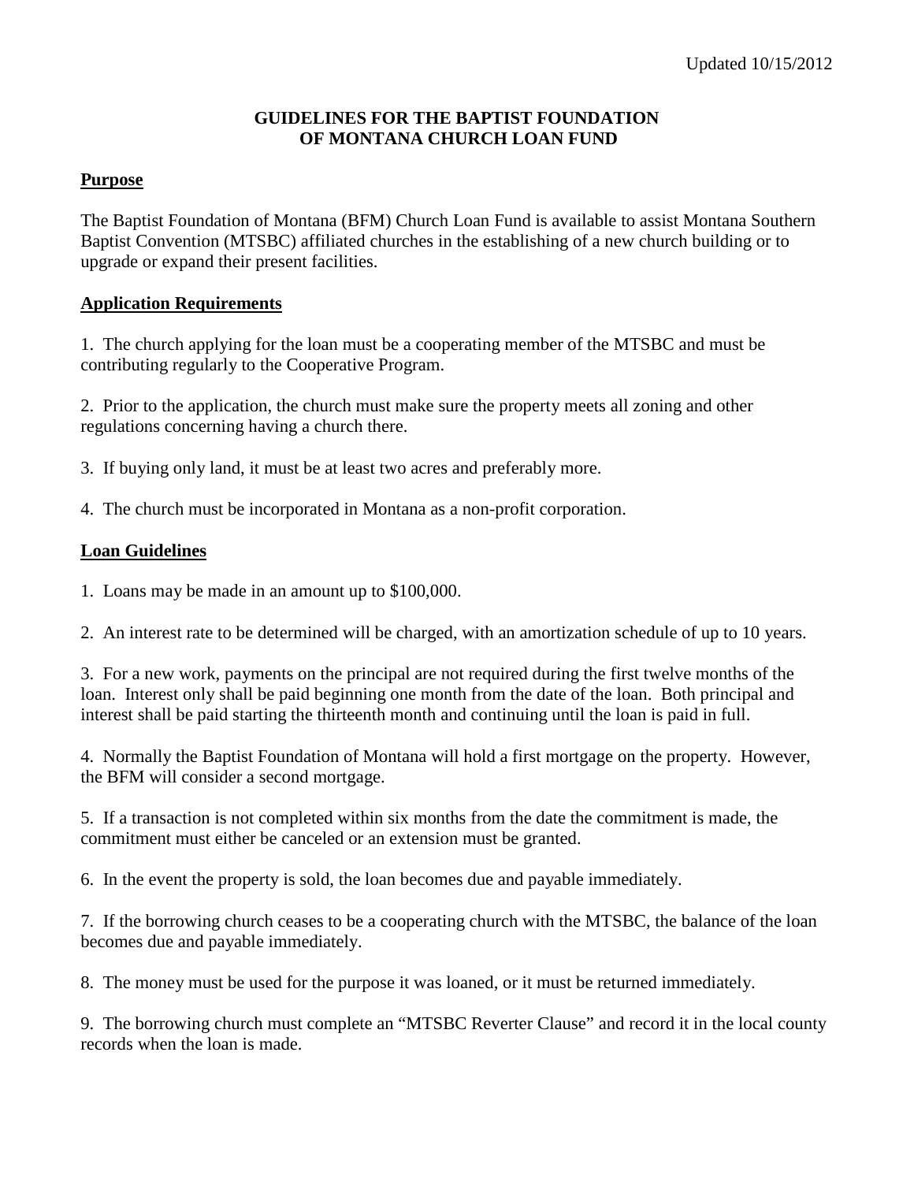Updated 10/15/2012

# GUIDELINES FOR THE BAPTIST FOUNDATION OF MONTANA CHURCH LOAN FUND

## Purpose

The Baptist Foundation of Montana (BFM) Church Loan Fund is available to assist Montana Southern Baptist Convention (MTSBC) affiliated churches in the establishing of a new church building or to upgrade or expand their present facilities.

## Application Requirements

1. The church applying for the loan must be a cooperating member of the MTSBC and must be contributing regularly to the Cooperative Program.

2. Prior to the application, the church must make sure the property meets all zoning and other regulations concerning having a church there.

3. If buying only land, it must be at least two acres and preferably more.

4. The church must be incorporated in Montana as a non-profit corporation.

## Loan Guidelines

1. Loans may be made in an amount up to $100,000.

2. An interest rate to be determined will be charged, with an amortization schedule of up to 10 years.

3. For a new work, payments on the principal are not required during the first twelve months of the loan. Interest only shall be paid beginning one month from the date of the loan. Both principal and interest shall be paid starting the thirteenth month and continuing until the loan is paid in full.

4. Normally the Baptist Foundation of Montana will hold a first mortgage on the property. However, the BFM will consider a second mortgage.

5. If a transaction is not completed within six months from the date the commitment is made, the commitment must either be canceled or an extension must be granted.

6. In the event the property is sold, the loan becomes due and payable immediately.

7. If the borrowing church ceases to be a cooperating church with the MTSBC, the balance of the loan becomes due and payable immediately.

8. The money must be used for the purpose it was loaned, or it must be returned immediately.

9. The borrowing church must complete an "MTSBC Reverter Clause" and record it in the local county records when the loan is made.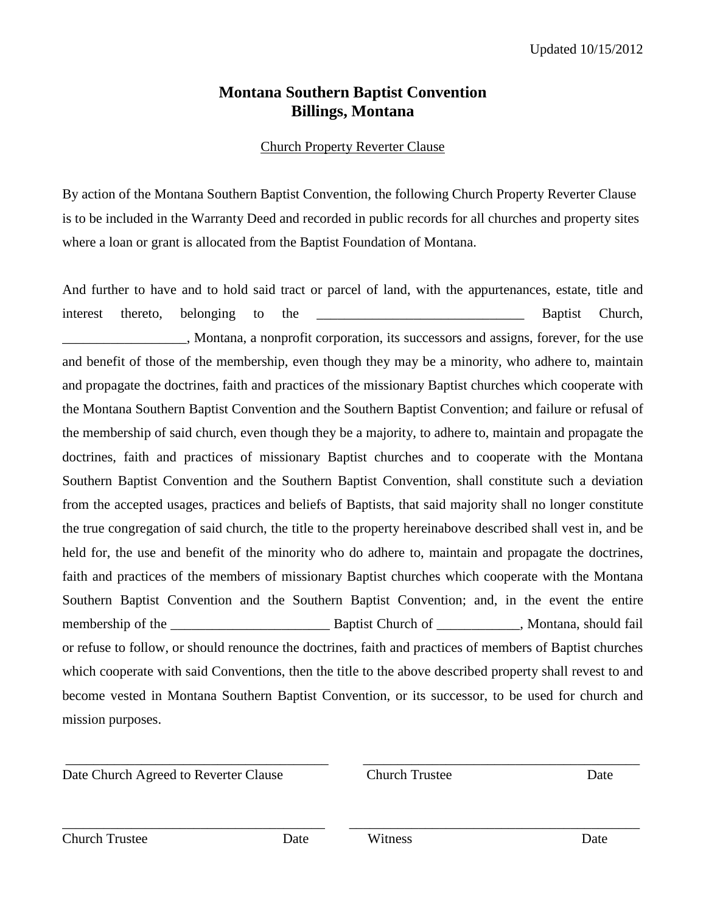Updated 10/15/2012

# Montana Southern Baptist Convention
# Billings, Montana

Church Property Reverter Clause

By action of the Montana Southern Baptist Convention, the following Church Property Reverter Clause is to be included in the Warranty Deed and recorded in public records for all churches and property sites where a loan or grant is allocated from the Baptist Foundation of Montana.

And further to have and to hold said tract or parcel of land, with the appurtenances, estate, title and interest thereto, belonging to the ______________________________ Baptist Church, _________________, Montana, a nonprofit corporation, its successors and assigns, forever, for the use and benefit of those of the membership, even though they may be a minority, who adhere to, maintain and propagate the doctrines, faith and practices of the missionary Baptist churches which cooperate with the Montana Southern Baptist Convention and the Southern Baptist Convention; and failure or refusal of the membership of said church, even though they be a majority, to adhere to, maintain and propagate the doctrines, faith and practices of missionary Baptist churches and to cooperate with the Montana Southern Baptist Convention and the Southern Baptist Convention, shall constitute such a deviation from the accepted usages, practices and beliefs of Baptists, that said majority shall no longer constitute the true congregation of said church, the title to the property hereinabove described shall vest in, and be held for, the use and benefit of the minority who do adhere to, maintain and propagate the doctrines, faith and practices of the members of missionary Baptist churches which cooperate with the Montana Southern Baptist Convention and the Southern Baptist Convention; and, in the event the entire membership of the ______________________ Baptist Church of ____________, Montana, should fail or refuse to follow, or should renounce the doctrines, faith and practices of members of Baptist churches which cooperate with said Conventions, then the title to the above described property shall revest to and become vested in Montana Southern Baptist Convention, or its successor, to be used for church and mission purposes.

_____________________________________ &nbsp;&nbsp;&nbsp; _____________________________________
Date Church Agreed to Reverter Clause &nbsp;&nbsp;&nbsp; Church Trustee &nbsp;&nbsp;&nbsp; Date

_____________________________________ &nbsp;&nbsp;&nbsp; _____________________________________
Church Trustee &nbsp;&nbsp;&nbsp; Date &nbsp;&nbsp;&nbsp; Witness &nbsp;&nbsp;&nbsp; Date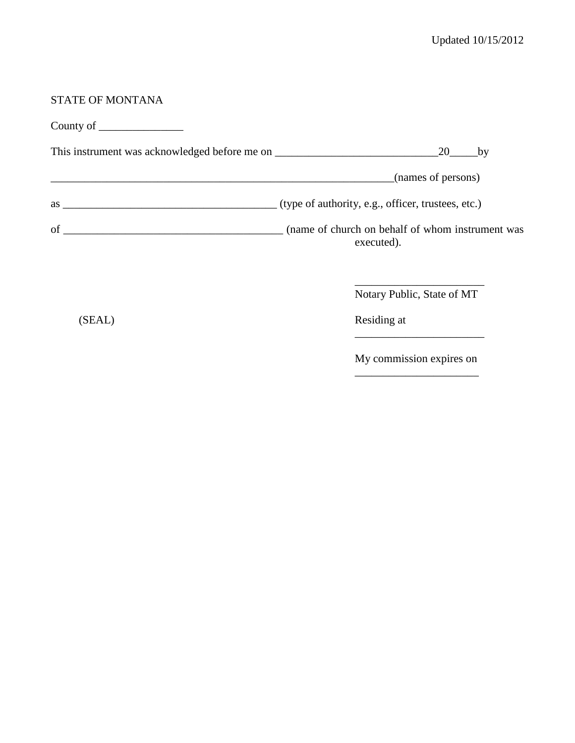Updated 10/15/2012

STATE OF MONTANA

County of _______________

This instrument was acknowledged before me on _____________________________20_____by

______________________________________________________________(names of persons)

as ______________________________________ (type of authority, e.g., officer, trustees, etc.)

of _______________________________________ (name of church on behalf of whom instrument was executed).

_______________________
Notary Public, State of MT

(SEAL)

Residing at
_______________________

My commission expires on
______________________